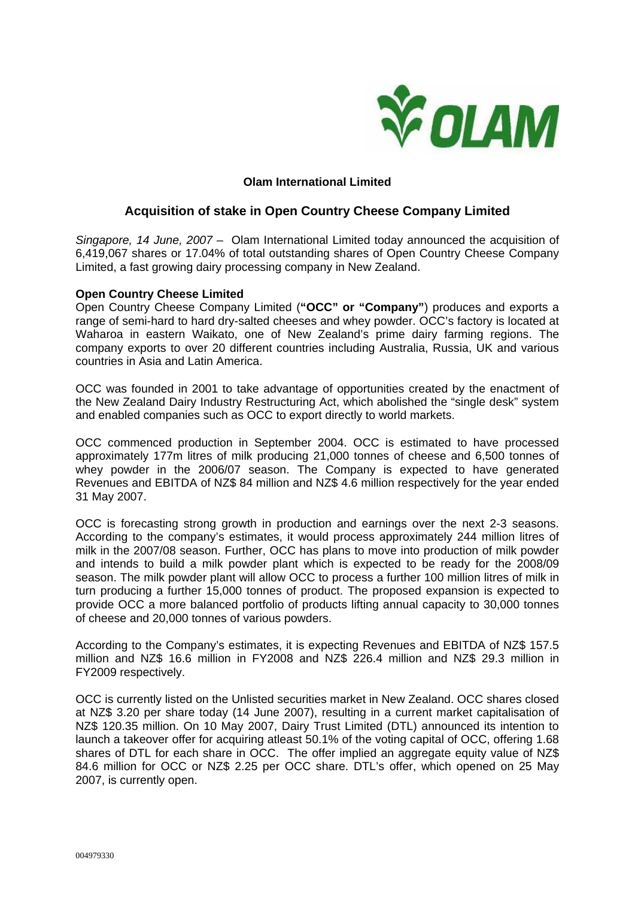**Olam International Limited**

## Acquisition of stake in Open Country Cheese Company Limited

*Singapore, 14 June, 2007* – Olam International Limited today announced the acquisition of 6,419,067 shares or 17.04% of total outstanding shares of Open Country Cheese Company Limited, a fast growing dairy processing company in New Zealand.

**Open Country Cheese Limited**

Open Country Cheese Company Limited (**"OCC" or "Company"**) produces and exports a range of semi-hard to hard dry-salted cheeses and whey powder. OCC's factory is located at Waharoa in eastern Waikato, one of New Zealand's prime dairy farming regions. The company exports to over 20 different countries including Australia, Russia, UK and various countries in Asia and Latin America.

OCC was founded in 2001 to take advantage of opportunities created by the enactment of the New Zealand Dairy Industry Restructuring Act, which abolished the "single desk" system and enabled companies such as OCC to export directly to world markets.

OCC commenced production in September 2004. OCC is estimated to have processed approximately 177m litres of milk producing 21,000 tonnes of cheese and 6,500 tonnes of whey powder in the 2006/07 season. The Company is expected to have generated Revenues and EBITDA of NZ$ 84 million and NZ$ 4.6 million respectively for the year ended 31 May 2007.

OCC is forecasting strong growth in production and earnings over the next 2-3 seasons. According to the company's estimates, it would process approximately 244 million litres of milk in the 2007/08 season. Further, OCC has plans to move into production of milk powder and intends to build a milk powder plant which is expected to be ready for the 2008/09 season. The milk powder plant will allow OCC to process a further 100 million litres of milk in turn producing a further 15,000 tonnes of product. The proposed expansion is expected to provide OCC a more balanced portfolio of products lifting annual capacity to 30,000 tonnes of cheese and 20,000 tonnes of various powders.

According to the Company's estimates, it is expecting Revenues and EBITDA of NZ$ 157.5 million and NZ$ 16.6 million in FY2008 and NZ$ 226.4 million and NZ$ 29.3 million in FY2009 respectively.

OCC is currently listed on the Unlisted securities market in New Zealand. OCC shares closed at NZ$ 3.20 per share today (14 June 2007), resulting in a current market capitalisation of NZ$ 120.35 million. On 10 May 2007, Dairy Trust Limited (DTL) announced its intention to launch a takeover offer for acquiring atleast 50.1% of the voting capital of OCC, offering 1.68 shares of DTL for each share in OCC. The offer implied an aggregate equity value of NZ$ 84.6 million for OCC or NZ$ 2.25 per OCC share. DTL's offer, which opened on 25 May 2007, is currently open.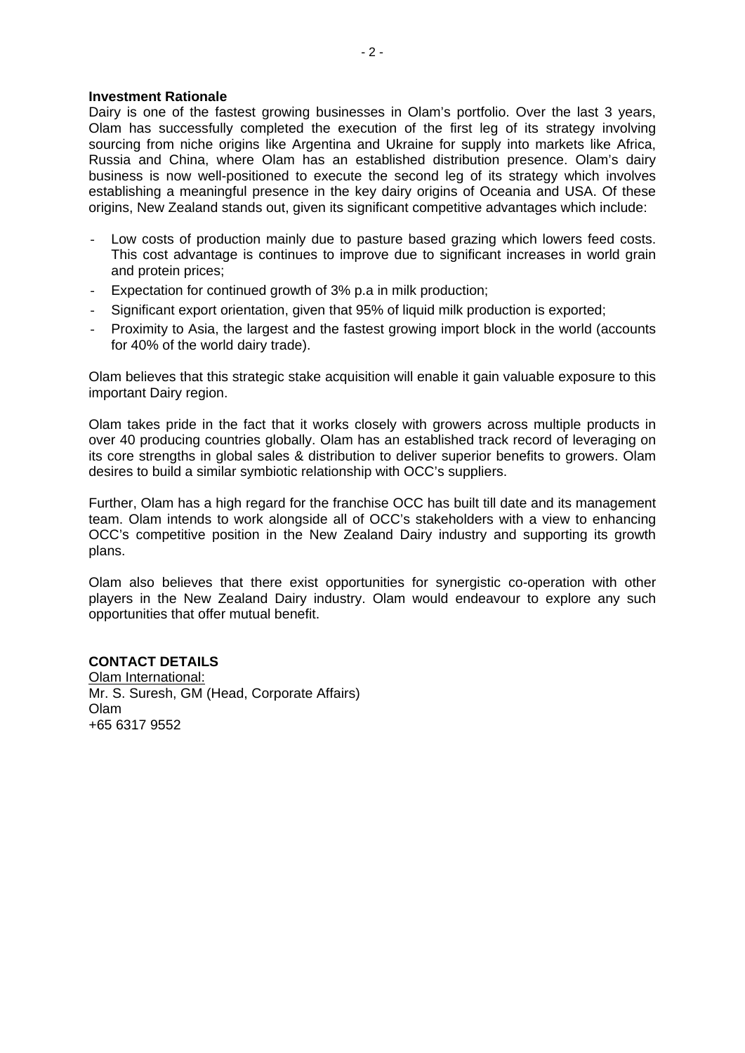**Investment Rationale**

Dairy is one of the fastest growing businesses in Olam's portfolio. Over the last 3 years, Olam has successfully completed the execution of the first leg of its strategy involving sourcing from niche origins like Argentina and Ukraine for supply into markets like Africa, Russia and China, where Olam has an established distribution presence. Olam's dairy business is now well-positioned to execute the second leg of its strategy which involves establishing a meaningful presence in the key dairy origins of Oceania and USA. Of these origins, New Zealand stands out, given its significant competitive advantages which include:

- Low costs of production mainly due to pasture based grazing which lowers feed costs. This cost advantage is continues to improve due to significant increases in world grain and protein prices;
- Expectation for continued growth of 3% p.a in milk production;
- Significant export orientation, given that 95% of liquid milk production is exported;
- Proximity to Asia, the largest and the fastest growing import block in the world (accounts for 40% of the world dairy trade).

Olam believes that this strategic stake acquisition will enable it gain valuable exposure to this important Dairy region.

Olam takes pride in the fact that it works closely with growers across multiple products in over 40 producing countries globally. Olam has an established track record of leveraging on its core strengths in global sales & distribution to deliver superior benefits to growers. Olam desires to build a similar symbiotic relationship with OCC's suppliers.

Further, Olam has a high regard for the franchise OCC has built till date and its management team. Olam intends to work alongside all of OCC's stakeholders with a view to enhancing OCC's competitive position in the New Zealand Dairy industry and supporting its growth plans.

Olam also believes that there exist opportunities for synergistic co-operation with other players in the New Zealand Dairy industry. Olam would endeavour to explore any such opportunities that offer mutual benefit.

**CONTACT DETAILS**

Olam International:
Mr. S. Suresh, GM (Head, Corporate Affairs)
Olam
+65 6317 9552